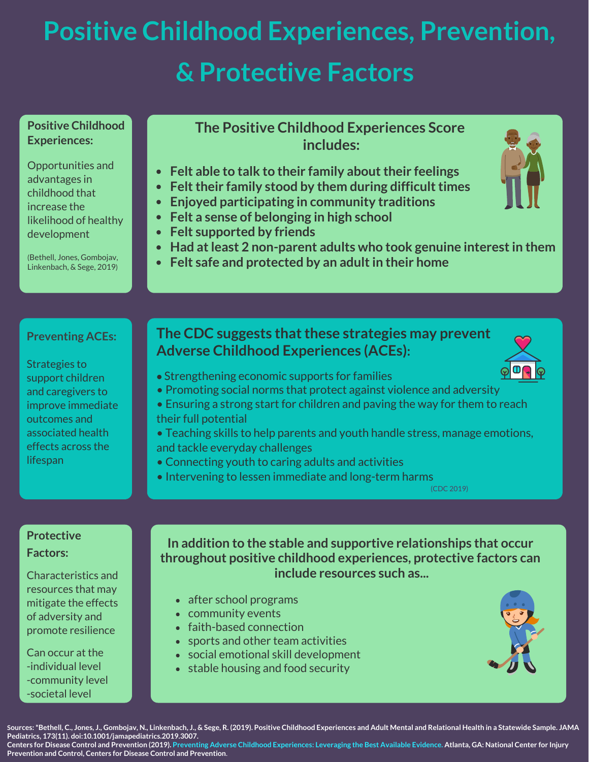# Positive Childhood Experiences, Prevention, & Protective Factors

**Positive Childhood Experiences:**

Opportunities and advantages in childhood that increase the likelihood of healthy development

(Bethell, Jones, Gombojav, Linkenbach, & Sege, 2019)

## The Positive Childhood Experiences Score includes:

- **Felt able to talk to their family about their feelings**
- **Felt their family stood by them during difficult times**
- **Enjoyed participating in community traditions**
- **Felt a sense of belonging in high school**
- **Felt supported by friends**
- **Had at least 2 non-parent adults who took genuine interest in them**
- **Felt safe and protected by an adult in their home**

**Preventing ACEs:**

Strategies to support children and caregivers to improve immediate outcomes and associated health effects across the lifespan

## The CDC suggests that these strategies may prevent Adverse Childhood Experiences (ACEs):

- Strengthening economic supports for families
- Promoting social norms that protect against violence and adversity
- Ensuring a strong start for children and paving the way for them to reach their full potential
- Teaching skills to help parents and youth handle stress, manage emotions, and tackle everyday challenges
- Connecting youth to caring adults and activities
- Intervening to lessen immediate and long-term harms

(CDC 2019)

**Protective Factors:**

Characteristics and resources that may mitigate the effects of adversity and promote resilience

Can occur at the
-individual level
-community level
-societal level

## In addition to the stable and supportive relationships that occur throughout positive childhood experiences, protective factors can include resources such as...

- after school programs
- community events
- faith-based connection
- sports and other team activities
- social emotional skill development
- stable housing and food security

**Sources:** *Bethell, C., Jones, J., Gombojav, N., Linkenbach, J., & Sege, R. (2019). Positive Childhood Experiences and Adult Mental and Relational Health in a Statewide Sample. JAMA Pediatrics, 173(11). doi:10.1001/jamapediatrics.2019.3007.
Centers for Disease Control and Prevention (2019). Preventing Adverse Childhood Experiences: Leveraging the Best Available Evidence. Atlanta, GA: National Center for Injury Prevention and Control, Centers for Disease Control and Prevention.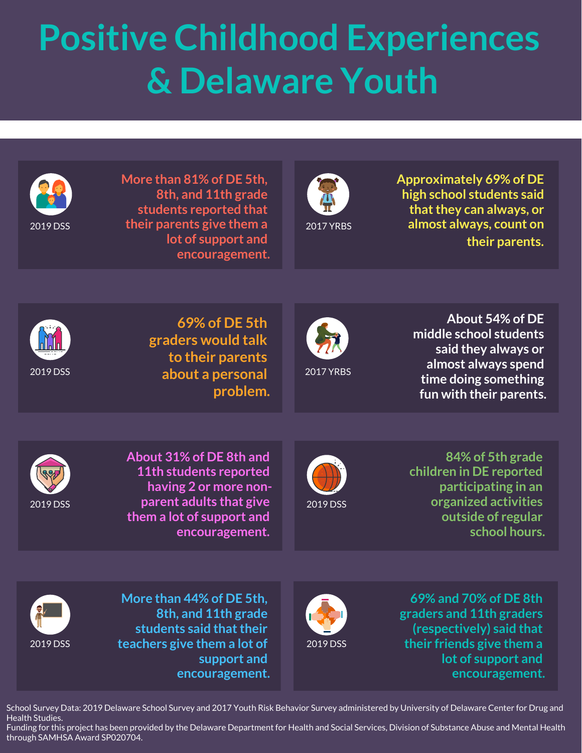# Positive Childhood Experiences & Delaware Youth

2019 DSS

More than 81% of DE 5th, 8th, and 11th grade students reported that their parents give them a lot of support and encouragement.

2017 YRBS

Approximately 69% of DE high school students said that they can always, or almost always, count on their parents.

2019 DSS

69% of DE 5th graders would talk to their parents about a personal problem.

2017 YRBS

About 54% of DE middle school students said they always or almost always spend time doing something fun with their parents.

2019 DSS

About 31% of DE 8th and 11th students reported having 2 or more non-parent adults that give them a lot of support and encouragement.

2019 DSS

84% of 5th grade children in DE reported participating in an organized activities outside of regular school hours.

2019 DSS

More than 44% of DE 5th, 8th, and 11th grade students said that their teachers give them a lot of support and encouragement.

2019 DSS

69% and 70% of DE 8th graders and 11th graders (respectively) said that their friends give them a lot of support and encouragement.

School Survey Data: 2019 Delaware School Survey and 2017 Youth Risk Behavior Survey administered by University of Delaware Center for Drug and Health Studies.
Funding for this project has been provided by the Delaware Department for Health and Social Services, Division of Substance Abuse and Mental Health through SAMHSA Award SP020704.